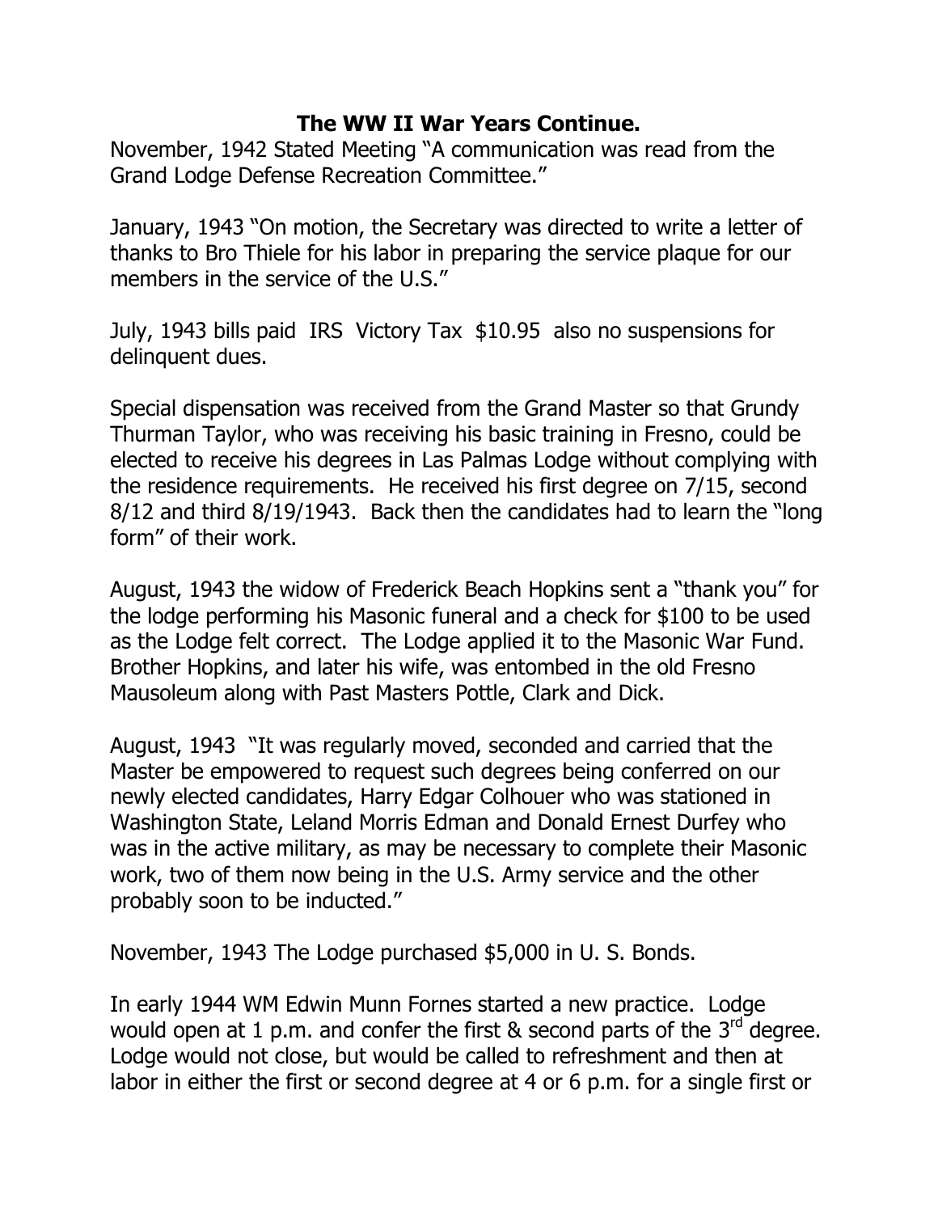# The WW II War Years Continue.

November, 1942 Stated Meeting "A communication was read from the Grand Lodge Defense Recreation Committee."

January, 1943 "On motion, the Secretary was directed to write a letter of thanks to Bro Thiele for his labor in preparing the service plaque for our members in the service of the U.S."

July, 1943 bills paid IRS Victory Tax $10.95 also no suspensions for delinquent dues.

Special dispensation was received from the Grand Master so that Grundy Thurman Taylor, who was receiving his basic training in Fresno, could be elected to receive his degrees in Las Palmas Lodge without complying with the residence requirements. He received his first degree on 7/15, second 8/12 and third 8/19/1943. Back then the candidates had to learn the "long form" of their work.

August, 1943 the widow of Frederick Beach Hopkins sent a "thank you" for the lodge performing his Masonic funeral and a check for $100 to be used as the Lodge felt correct. The Lodge applied it to the Masonic War Fund. Brother Hopkins, and later his wife, was entombed in the old Fresno Mausoleum along with Past Masters Pottle, Clark and Dick.

August, 1943 "It was regularly moved, seconded and carried that the Master be empowered to request such degrees being conferred on our newly elected candidates, Harry Edgar Colhouer who was stationed in Washington State, Leland Morris Edman and Donald Ernest Durfey who was in the active military, as may be necessary to complete their Masonic work, two of them now being in the U.S. Army service and the other probably soon to be inducted."

November, 1943 The Lodge purchased $5,000 in U. S. Bonds.

In early 1944 WM Edwin Munn Fornes started a new practice. Lodge would open at 1 p.m. and confer the first & second parts of the 3rd degree. Lodge would not close, but would be called to refreshment and then at labor in either the first or second degree at 4 or 6 p.m. for a single first or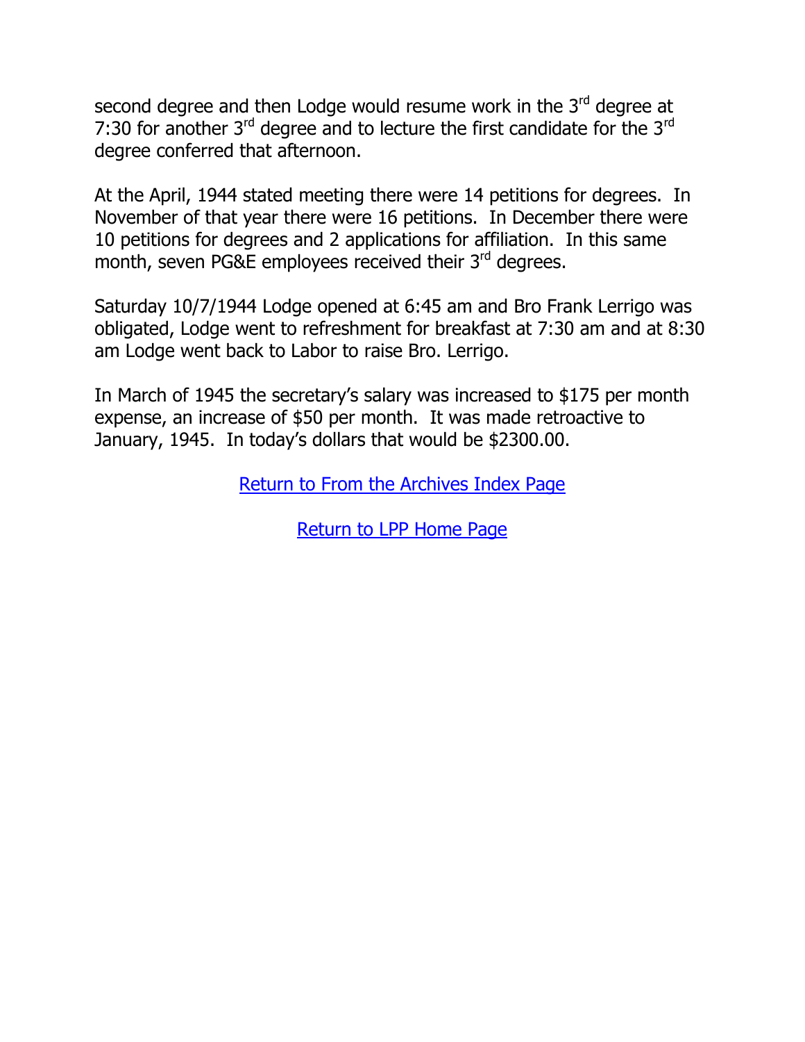second degree and then Lodge would resume work in the 3rd degree at 7:30 for another 3rd degree and to lecture the first candidate for the 3rd degree conferred that afternoon.

At the April, 1944 stated meeting there were 14 petitions for degrees. In November of that year there were 16 petitions. In December there were 10 petitions for degrees and 2 applications for affiliation. In this same month, seven PG&E employees received their 3rd degrees.

Saturday 10/7/1944 Lodge opened at 6:45 am and Bro Frank Lerrigo was obligated, Lodge went to refreshment for breakfast at 7:30 am and at 8:30 am Lodge went back to Labor to raise Bro. Lerrigo.

In March of 1945 the secretary's salary was increased to $175 per month expense, an increase of $50 per month. It was made retroactive to January, 1945. In today's dollars that would be $2300.00.

Return to From the Archives Index Page

Return to LPP Home Page